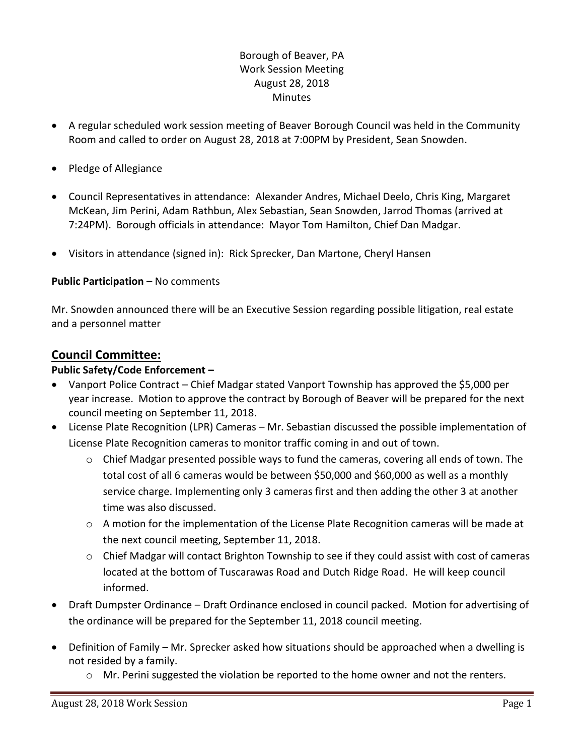Borough of Beaver, PA
Work Session Meeting
August 28, 2018
Minutes

- A regular scheduled work session meeting of Beaver Borough Council was held in the Community Room and called to order on August 28, 2018 at 7:00PM by President, Sean Snowden.
- Pledge of Allegiance
- Council Representatives in attendance: Alexander Andres, Michael Deelo, Chris King, Margaret McKean, Jim Perini, Adam Rathbun, Alex Sebastian, Sean Snowden, Jarrod Thomas (arrived at 7:24PM). Borough officials in attendance: Mayor Tom Hamilton, Chief Dan Madgar.
- Visitors in attendance (signed in): Rick Sprecker, Dan Martone, Cheryl Hansen

**Public Participation –** No comments

Mr. Snowden announced there will be an Executive Session regarding possible litigation, real estate and a personnel matter

## Council Committee:

**Public Safety/Code Enforcement –**

- Vanport Police Contract – Chief Madgar stated Vanport Township has approved the $5,000 per year increase. Motion to approve the contract by Borough of Beaver will be prepared for the next council meeting on September 11, 2018.
- License Plate Recognition (LPR) Cameras – Mr. Sebastian discussed the possible implementation of License Plate Recognition cameras to monitor traffic coming in and out of town.
  - Chief Madgar presented possible ways to fund the cameras, covering all ends of town. The total cost of all 6 cameras would be between $50,000 and $60,000 as well as a monthly service charge. Implementing only 3 cameras first and then adding the other 3 at another time was also discussed.
  - A motion for the implementation of the License Plate Recognition cameras will be made at the next council meeting, September 11, 2018.
  - Chief Madgar will contact Brighton Township to see if they could assist with cost of cameras located at the bottom of Tuscarawas Road and Dutch Ridge Road. He will keep council informed.
- Draft Dumpster Ordinance – Draft Ordinance enclosed in council packed. Motion for advertising of the ordinance will be prepared for the September 11, 2018 council meeting.
- Definition of Family – Mr. Sprecker asked how situations should be approached when a dwelling is not resided by a family.
  - Mr. Perini suggested the violation be reported to the home owner and not the renters.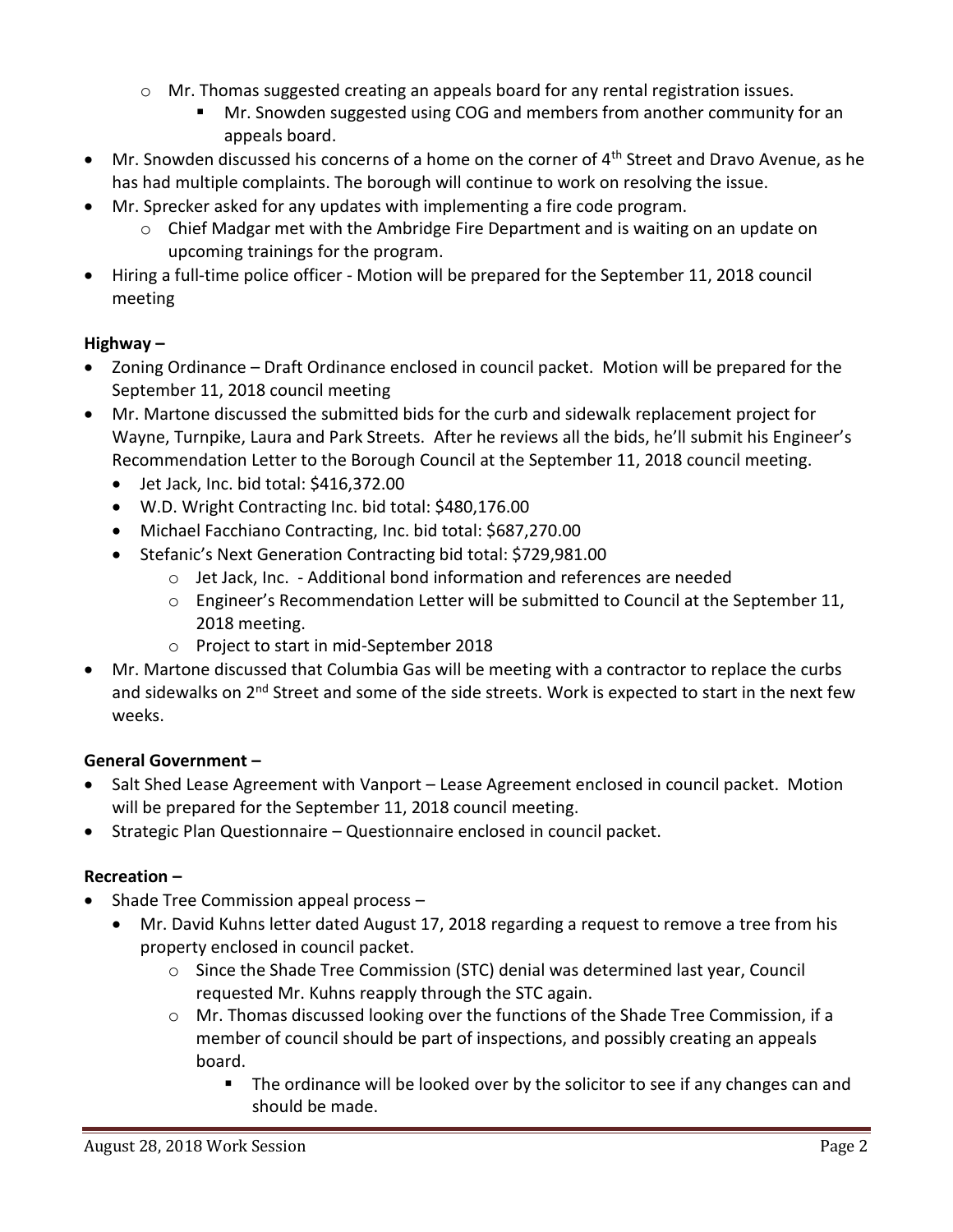- Mr. Thomas suggested creating an appeals board for any rental registration issues.
    - Mr. Snowden suggested using COG and members from another community for an appeals board.
- Mr. Snowden discussed his concerns of a home on the corner of 4th Street and Dravo Avenue, as he has had multiple complaints. The borough will continue to work on resolving the issue.
- Mr. Sprecker asked for any updates with implementing a fire code program.
    - Chief Madgar met with the Ambridge Fire Department and is waiting on an update on upcoming trainings for the program.
- Hiring a full-time police officer - Motion will be prepared for the September 11, 2018 council meeting

**Highway –**

- Zoning Ordinance – Draft Ordinance enclosed in council packet. Motion will be prepared for the September 11, 2018 council meeting
- Mr. Martone discussed the submitted bids for the curb and sidewalk replacement project for Wayne, Turnpike, Laura and Park Streets. After he reviews all the bids, he'll submit his Engineer's Recommendation Letter to the Borough Council at the September 11, 2018 council meeting.
    - Jet Jack, Inc. bid total: $416,372.00
    - W.D. Wright Contracting Inc. bid total: $480,176.00
    - Michael Facchiano Contracting, Inc. bid total: $687,270.00
    - Stefanic's Next Generation Contracting bid total: $729,981.00
        - Jet Jack, Inc. - Additional bond information and references are needed
        - Engineer's Recommendation Letter will be submitted to Council at the September 11, 2018 meeting.
        - Project to start in mid-September 2018
- Mr. Martone discussed that Columbia Gas will be meeting with a contractor to replace the curbs and sidewalks on 2nd Street and some of the side streets. Work is expected to start in the next few weeks.

**General Government –**

- Salt Shed Lease Agreement with Vanport – Lease Agreement enclosed in council packet. Motion will be prepared for the September 11, 2018 council meeting.
- Strategic Plan Questionnaire – Questionnaire enclosed in council packet.

**Recreation –**

- Shade Tree Commission appeal process –
    - Mr. David Kuhns letter dated August 17, 2018 regarding a request to remove a tree from his property enclosed in council packet.
        - Since the Shade Tree Commission (STC) denial was determined last year, Council requested Mr. Kuhns reapply through the STC again.
        - Mr. Thomas discussed looking over the functions of the Shade Tree Commission, if a member of council should be part of inspections, and possibly creating an appeals board.
            - The ordinance will be looked over by the solicitor to see if any changes can and should be made.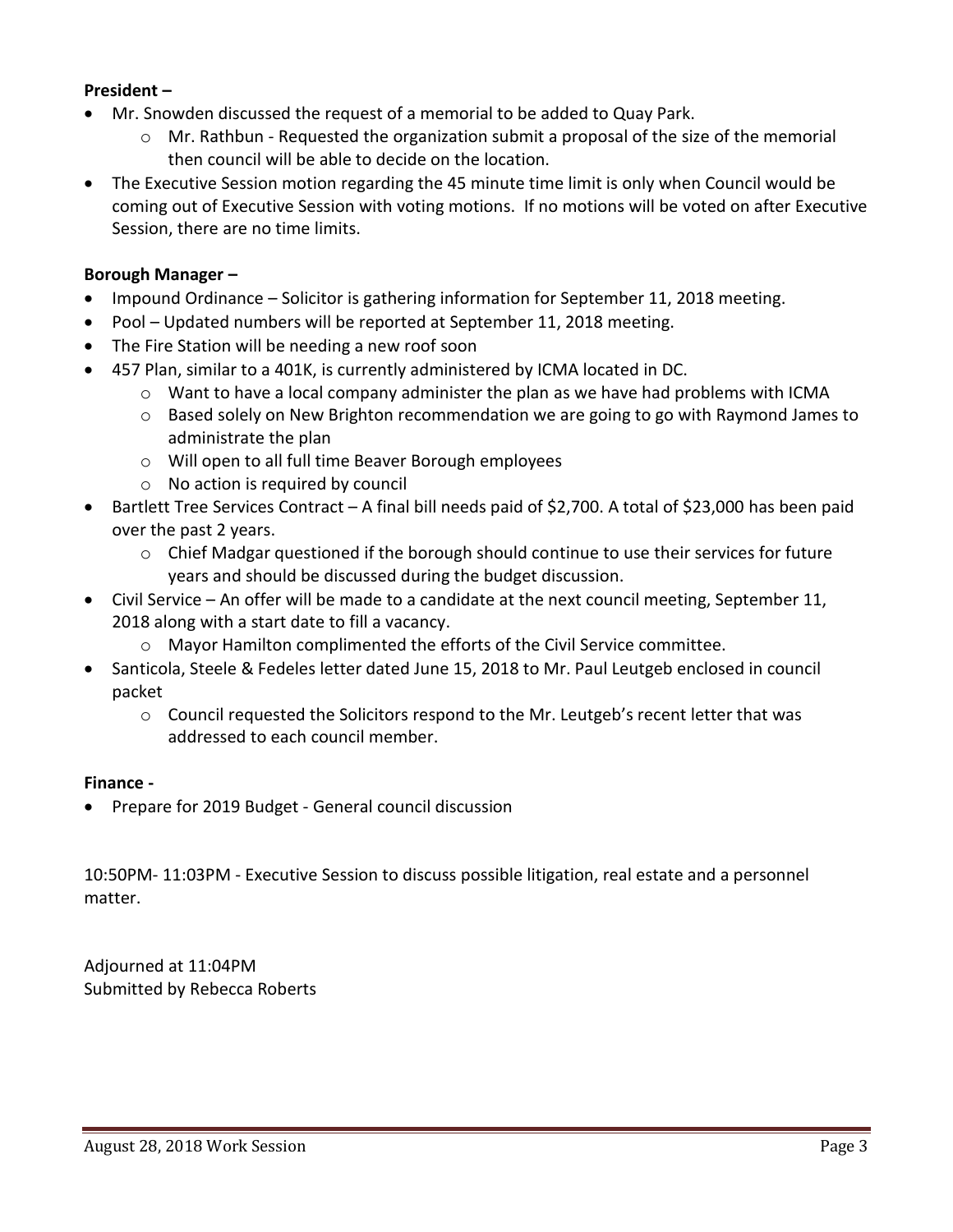**President –**

- Mr. Snowden discussed the request of a memorial to be added to Quay Park.
  - Mr. Rathbun - Requested the organization submit a proposal of the size of the memorial then council will be able to decide on the location.
- The Executive Session motion regarding the 45 minute time limit is only when Council would be coming out of Executive Session with voting motions. If no motions will be voted on after Executive Session, there are no time limits.

**Borough Manager –**

- Impound Ordinance – Solicitor is gathering information for September 11, 2018 meeting.
- Pool – Updated numbers will be reported at September 11, 2018 meeting.
- The Fire Station will be needing a new roof soon
- 457 Plan, similar to a 401K, is currently administered by ICMA located in DC.
  - Want to have a local company administer the plan as we have had problems with ICMA
  - Based solely on New Brighton recommendation we are going to go with Raymond James to administrate the plan
  - Will open to all full time Beaver Borough employees
  - No action is required by council
- Bartlett Tree Services Contract – A final bill needs paid of $2,700. A total of $23,000 has been paid over the past 2 years.
  - Chief Madgar questioned if the borough should continue to use their services for future years and should be discussed during the budget discussion.
- Civil Service – An offer will be made to a candidate at the next council meeting, September 11, 2018 along with a start date to fill a vacancy.
  - Mayor Hamilton complimented the efforts of the Civil Service committee.
- Santicola, Steele & Fedeles letter dated June 15, 2018 to Mr. Paul Leutgeb enclosed in council packet
  - Council requested the Solicitors respond to the Mr. Leutgeb's recent letter that was addressed to each council member.

**Finance -**

- Prepare for 2019 Budget - General council discussion

10:50PM- 11:03PM - Executive Session to discuss possible litigation, real estate and a personnel matter.

Adjourned at 11:04PM
Submitted by Rebecca Roberts